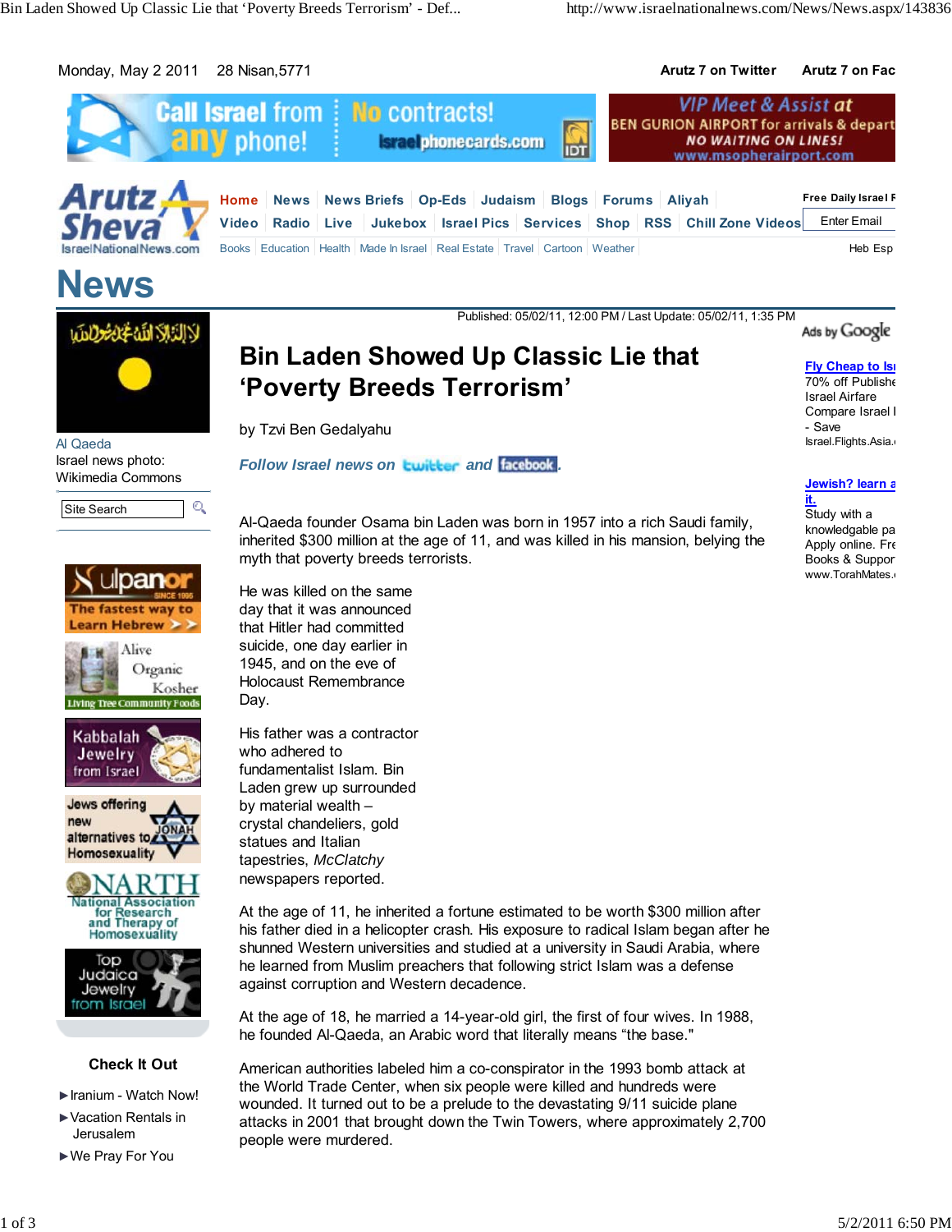Monday, May 2 2011 28 Nisan,5771

# News

Published: 05/02/11, 12:00 PM / Last Update: 05/02/11, 1:35 PM

Al Qaeda
Israel news photo: Wikimedia Commons

# Bin Laden Showed Up Classic Lie that 'Poverty Breeds Terrorism'

by Tzvi Ben Gedalyahu

*Follow Israel news on twitter and facebook.*

Al-Qaeda founder Osama bin Laden was born in 1957 into a rich Saudi family, inherited $300 million at the age of 11, and was killed in his mansion, belying the myth that poverty breeds terrorists.

He was killed on the same day that it was announced that Hitler had committed suicide, one day earlier in 1945, and on the eve of Holocaust Remembrance Day.

His father was a contractor who adhered to fundamentalist Islam. Bin Laden grew up surrounded by material wealth – crystal chandeliers, gold statues and Italian tapestries, *McClatchy* newspapers reported.

At the age of 11, he inherited a fortune estimated to be worth $300 million after his father died in a helicopter crash. His exposure to radical Islam began after he shunned Western universities and studied at a university in Saudi Arabia, where he learned from Muslim preachers that following strict Islam was a defense against corruption and Western decadence.

At the age of 18, he married a 14-year-old girl, the first of four wives. In 1988, he founded Al-Qaeda, an Arabic word that literally means "the base."

American authorities labeled him a co-conspirator in the 1993 bomb attack at the World Trade Center, when six people were killed and hundreds were wounded. It turned out to be a prelude to the devastating 9/11 suicide plane attacks in 2001 that brought down the Twin Towers, where approximately 2,700 people were murdered.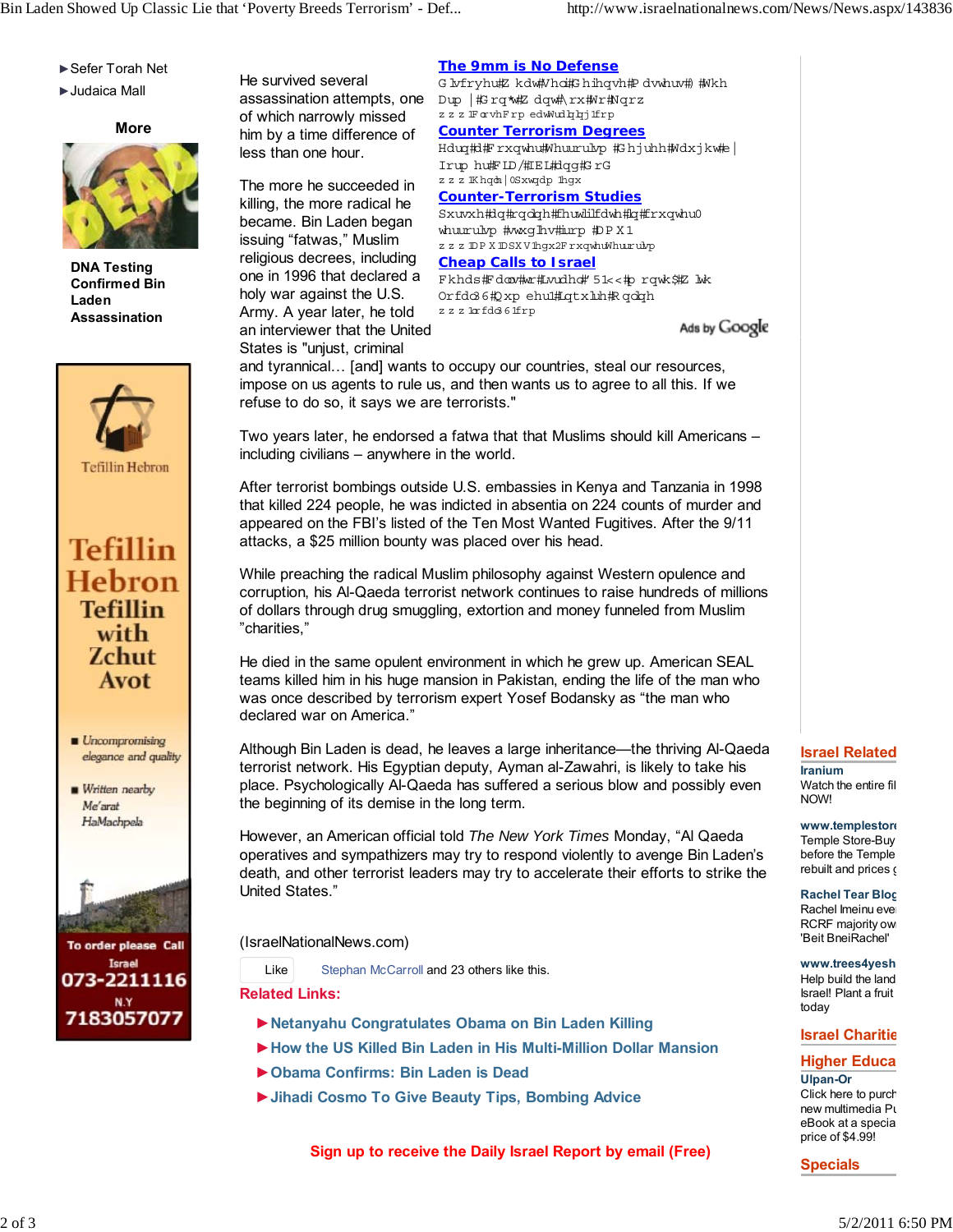He survived several assassination attempts, one of which narrowly missed him by a time difference of less than one hour.

The more he succeeded in killing, the more radical he became. Bin Laden began issuing “fatwas,” Muslim religious decrees, including one in 1996 that declared a holy war against the U.S. Army. A year later, he told an interviewer that the United States is "unjust, criminal and tyrannical… [and] wants to occupy our countries, steal our resources, impose on us agents to rule us, and then wants us to agree to all this. If we refuse to do so, it says we are terrorists."

Two years later, he endorsed a fatwa that that Muslims should kill Americans – including civilians – anywhere in the world.

After terrorist bombings outside U.S. embassies in Kenya and Tanzania in 1998 that killed 224 people, he was indicted in absentia on 224 counts of murder and appeared on the FBI’s listed of the Ten Most Wanted Fugitives. After the 9/11 attacks, a $25 million bounty was placed over his head.

While preaching the radical Muslim philosophy against Western opulence and corruption, his Al-Qaeda terrorist network continues to raise hundreds of millions of dollars through drug smuggling, extortion and money funneled from Muslim "charities,”

He died in the same opulent environment in which he grew up. American SEAL teams killed him in his huge mansion in Pakistan, ending the life of the man who was once described by terrorism expert Yosef Bodansky as “the man who declared war on America.”

Although Bin Laden is dead, he leaves a large inheritance—the thriving Al-Qaeda terrorist network. His Egyptian deputy, Ayman al-Zawahri, is likely to take his place. Psychologically Al-Qaeda has suffered a serious blow and possibly even the beginning of its demise in the long term.

However, an American official told *The New York Times* Monday, “Al Qaeda operatives and sympathizers may try to respond violently to avenge Bin Laden’s death, and other terrorist leaders may try to accelerate their efforts to strike the United States.”

(IsraelNationalNews.com)

Like Stephan McCarroll and 23 others like this.

**Related Links:**

- ►Netanyahu Congratulates Obama on Bin Laden Killing
- ►How the US Killed Bin Laden in His Multi-Million Dollar Mansion
- ►Obama Confirms: Bin Laden is Dead
- ►Jihadi Cosmo To Give Beauty Tips, Bombing Advice

**Sign up to receive the Daily Israel Report by email (Free)**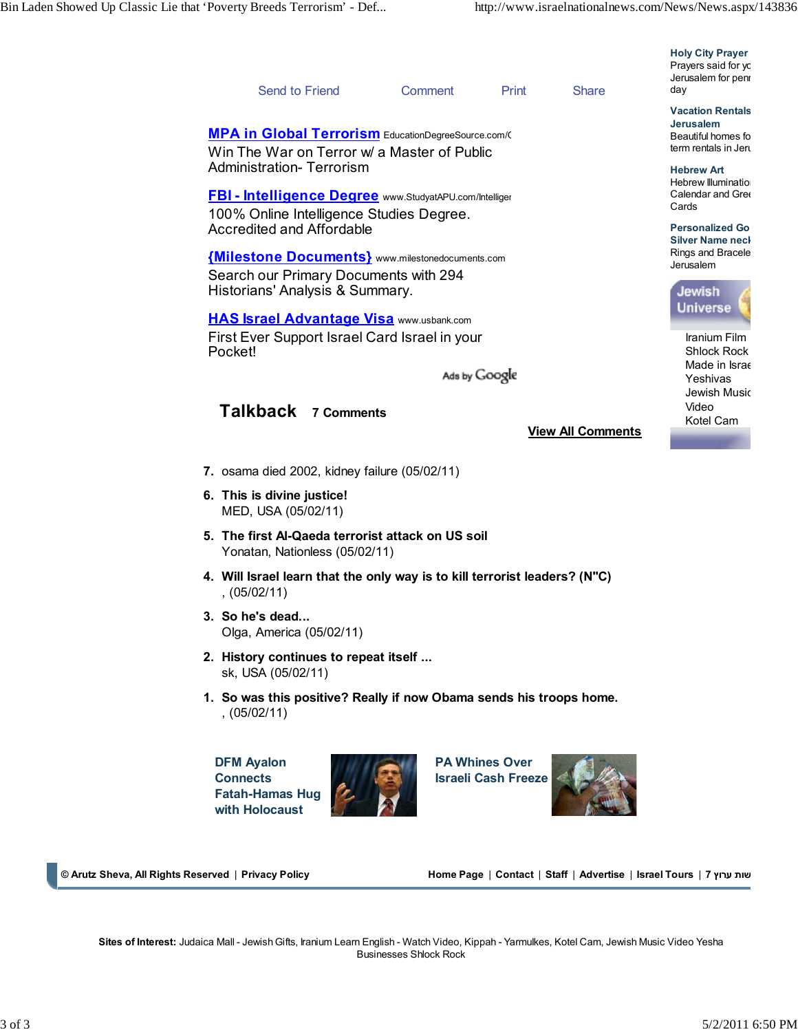Send to Friend | Comment | Print | Share

**MPA in Global Terrorism** EducationDegreeSource.com/C
Win The War on Terror w/ a Master of Public Administration- Terrorism

**FBI - Intelligence Degree** www.StudyatAPU.com/Intelliger
100% Online Intelligence Studies Degree. Accredited and Affordable

**{Milestone Documents}** www.milestonedocuments.com
Search our Primary Documents with 294 Historians' Analysis & Summary.

**HAS Israel Advantage Visa** www.usbank.com
First Ever Support Israel Card Israel in your Pocket!

Ads by Google

## Talkback 7 Comments

**View All Comments**

7. osama died 2002, kidney failure (05/02/11)
6. **This is divine justice!**
   MED, USA (05/02/11)
5. **The first Al-Qaeda terrorist attack on US soil**
   Yonatan, Nationless (05/02/11)
4. **Will Israel learn that the only way is to kill terrorist leaders? (N"C)**
   , (05/02/11)
3. **So he's dead...**
   Olga, America (05/02/11)
2. **History continues to repeat itself ...**
   sk, USA (05/02/11)
1. **So was this positive? Really if now Obama sends his troops home.**
   , (05/02/11)

**DFM Ayalon Connects Fatah-Hamas Hug with Holocaust**

**PA Whines Over Israeli Cash Freeze**

**Holy City Prayer**
Prayers said for yo Jerusalem for perm day

**Vacation Rentals Jerusalem**
Beautiful homes fo term rentals in Jeru

**Hebrew Art**
Hebrew Illuminatio Calendar and Gree Cards

**Personalized Go Silver Name neck**
Rings and Bracele Jerusalem

Jewish Universe

Iranium Film
Shlock Rock
Made in Israe
Yeshivas
Jewish Music Video
Kotel Cam

**© Arutz Sheva, All Rights Reserved** | **Privacy Policy**

**Home Page** | **Contact** | **Staff** | **Advertise** | **Israel Tours** | **ערוץ 7 שוו**

**Sites of Interest:** Judaica Mall - Jewish Gifts, Iranium Learn English - Watch Video, Kippah - Yarmulkes, Kotel Cam, Jewish Music Video Yesha Businesses Shlock Rock